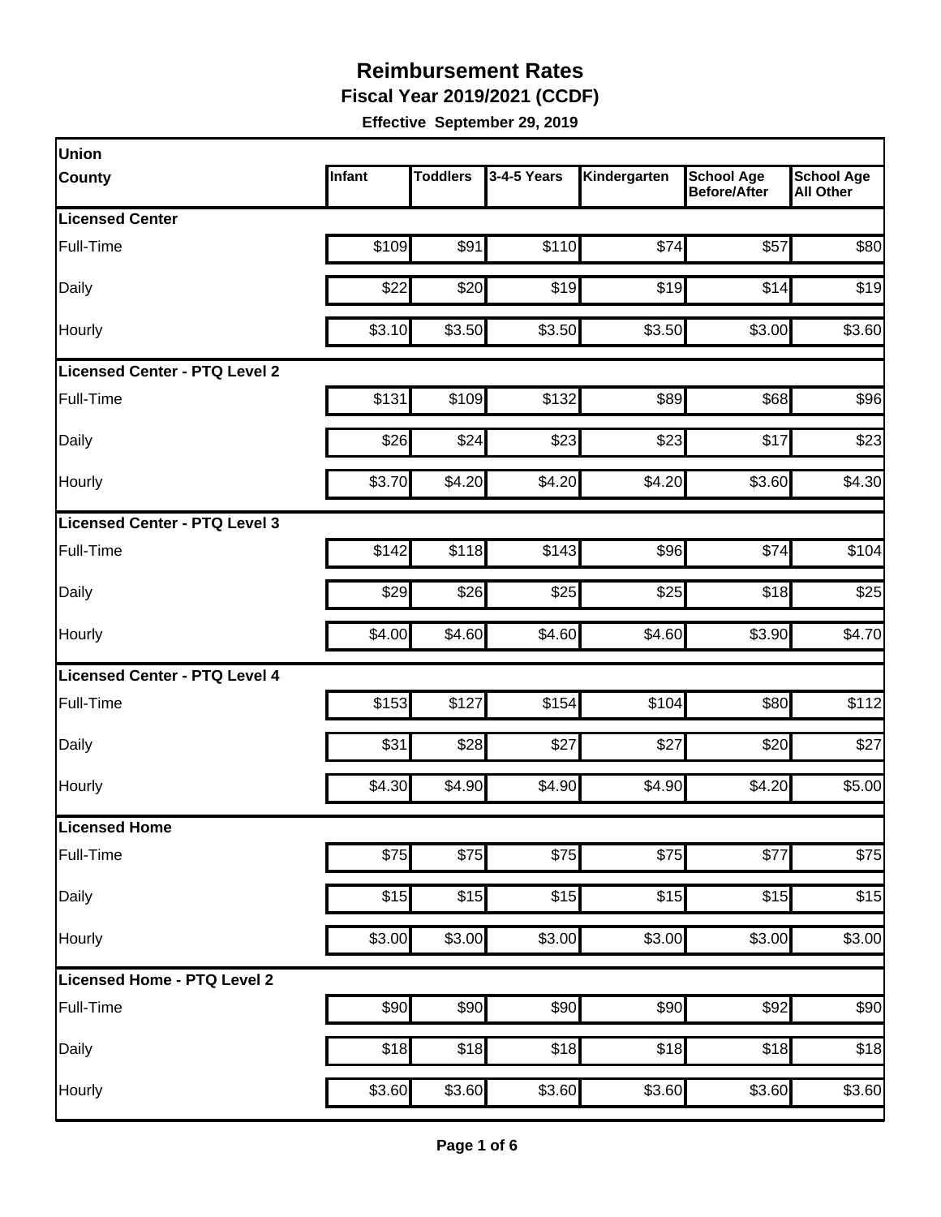# Reimbursement Rates

**Fiscal Year 2019/2021 (CCDF)**

**Effective September 29, 2019**

| Union County | Infant | Toddlers | 3-4-5 Years | Kindergarten | School Age Before/After | School Age All Other |
|---|---|---|---|---|---|---|
| **Licensed Center** | | | | | | |
| Full-Time | $109 | $91 | $110 | $74 | $57 | $80 |
| Daily | $22 | $20 | $19 | $19 | $14 | $19 |
| Hourly | $3.10 | $3.50 | $3.50 | $3.50 | $3.00 | $3.60 |
| **Licensed Center - PTQ Level 2** | | | | | | |
| Full-Time | $131 | $109 | $132 | $89 | $68 | $96 |
| Daily | $26 | $24 | $23 | $23 | $17 | $23 |
| Hourly | $3.70 | $4.20 | $4.20 | $4.20 | $3.60 | $4.30 |
| **Licensed Center - PTQ Level 3** | | | | | | |
| Full-Time | $142 | $118 | $143 | $96 | $74 | $104 |
| Daily | $29 | $26 | $25 | $25 | $18 | $25 |
| Hourly | $4.00 | $4.60 | $4.60 | $4.60 | $3.90 | $4.70 |
| **Licensed Center - PTQ Level 4** | | | | | | |
| Full-Time | $153 | $127 | $154 | $104 | $80 | $112 |
| Daily | $31 | $28 | $27 | $27 | $20 | $27 |
| Hourly | $4.30 | $4.90 | $4.90 | $4.90 | $4.20 | $5.00 |
| **Licensed Home** | | | | | | |
| Full-Time | $75 | $75 | $75 | $75 | $77 | $75 |
| Daily | $15 | $15 | $15 | $15 | $15 | $15 |
| Hourly | $3.00 | $3.00 | $3.00 | $3.00 | $3.00 | $3.00 |
| **Licensed Home - PTQ Level 2** | | | | | | |
| Full-Time | $90 | $90 | $90 | $90 | $92 | $90 |
| Daily | $18 | $18 | $18 | $18 | $18 | $18 |
| Hourly | $3.60 | $3.60 | $3.60 | $3.60 | $3.60 | $3.60 |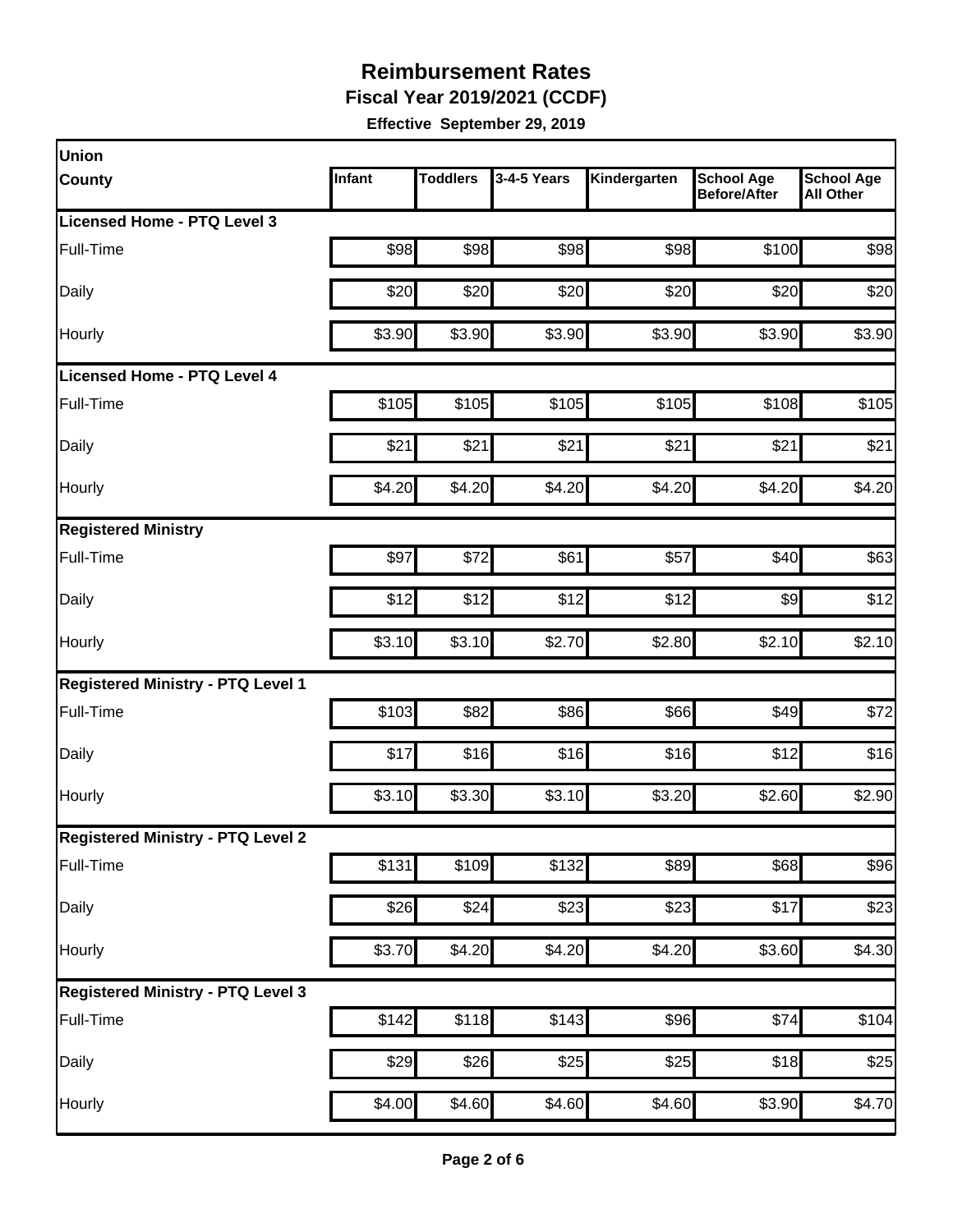# Reimbursement Rates

**Fiscal Year 2019/2021 (CCDF)**

**Effective September 29, 2019**

| Union County | Infant | Toddlers | 3-4-5 Years | Kindergarten | School Age Before/After | School Age All Other |
|---|---|---|---|---|---|---|
| **Licensed Home - PTQ Level 3** | | | | | | |
| Full-Time | $98 | $98 | $98 | $98 | $100 | $98 |
| Daily | $20 | $20 | $20 | $20 | $20 | $20 |
| Hourly | $3.90 | $3.90 | $3.90 | $3.90 | $3.90 | $3.90 |
| **Licensed Home - PTQ Level 4** | | | | | | |
| Full-Time | $105 | $105 | $105 | $105 | $108 | $105 |
| Daily | $21 | $21 | $21 | $21 | $21 | $21 |
| Hourly | $4.20 | $4.20 | $4.20 | $4.20 | $4.20 | $4.20 |
| **Registered Ministry** | | | | | | |
| Full-Time | $97 | $72 | $61 | $57 | $40 | $63 |
| Daily | $12 | $12 | $12 | $12 | $9 | $12 |
| Hourly | $3.10 | $3.10 | $2.70 | $2.80 | $2.10 | $2.10 |
| **Registered Ministry - PTQ Level 1** | | | | | | |
| Full-Time | $103 | $82 | $86 | $66 | $49 | $72 |
| Daily | $17 | $16 | $16 | $16 | $12 | $16 |
| Hourly | $3.10 | $3.30 | $3.10 | $3.20 | $2.60 | $2.90 |
| **Registered Ministry - PTQ Level 2** | | | | | | |
| Full-Time | $131 | $109 | $132 | $89 | $68 | $96 |
| Daily | $26 | $24 | $23 | $23 | $17 | $23 |
| Hourly | $3.70 | $4.20 | $4.20 | $4.20 | $3.60 | $4.30 |
| **Registered Ministry - PTQ Level 3** | | | | | | |
| Full-Time | $142 | $118 | $143 | $96 | $74 | $104 |
| Daily | $29 | $26 | $25 | $25 | $18 | $25 |
| Hourly | $4.00 | $4.60 | $4.60 | $4.60 | $3.90 | $4.70 |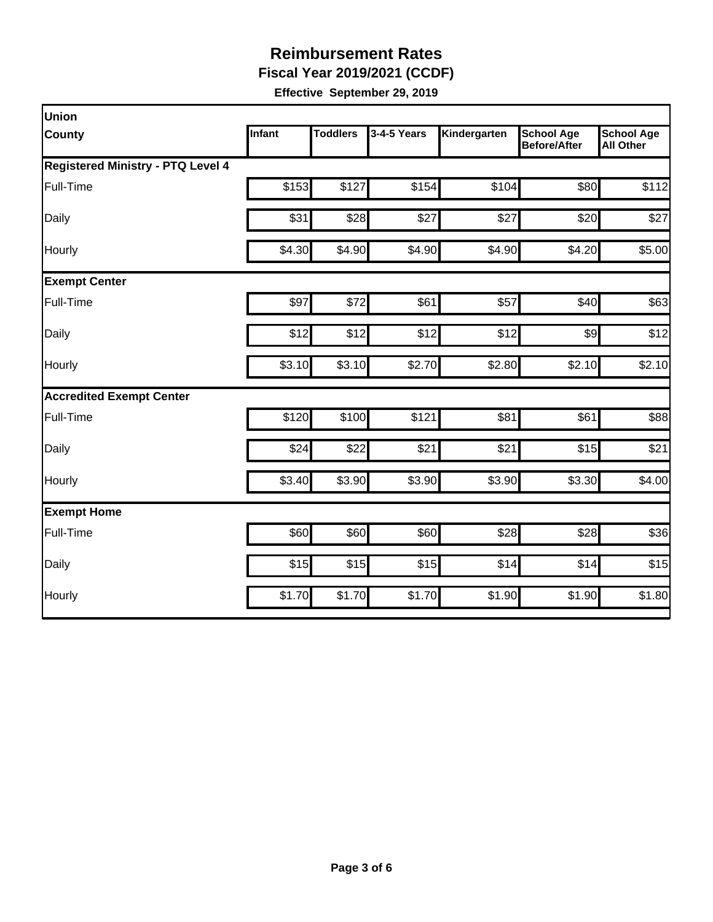# Reimbursement Rates

**Fiscal Year 2019/2021 (CCDF)**

**Effective September 29, 2019**

| Union County | Infant | Toddlers | 3-4-5 Years | Kindergarten | School Age Before/After | School Age All Other |
|---|---|---|---|---|---|---|
| **Registered Ministry - PTQ Level 4** | | | | | | |
| Full-Time | $153 | $127 | $154 | $104 | $80 | $112 |
| Daily | $31 | $28 | $27 | $27 | $20 | $27 |
| Hourly | $4.30 | $4.90 | $4.90 | $4.90 | $4.20 | $5.00 |
| **Exempt Center** | | | | | | |
| Full-Time | $97 | $72 | $61 | $57 | $40 | $63 |
| Daily | $12 | $12 | $12 | $12 | $9 | $12 |
| Hourly | $3.10 | $3.10 | $2.70 | $2.80 | $2.10 | $2.10 |
| **Accredited Exempt Center** | | | | | | |
| Full-Time | $120 | $100 | $121 | $81 | $61 | $88 |
| Daily | $24 | $22 | $21 | $21 | $15 | $21 |
| Hourly | $3.40 | $3.90 | $3.90 | $3.90 | $3.30 | $4.00 |
| **Exempt Home** | | | | | | |
| Full-Time | $60 | $60 | $60 | $28 | $28 | $36 |
| Daily | $15 | $15 | $15 | $14 | $14 | $15 |
| Hourly | $1.70 | $1.70 | $1.70 | $1.90 | $1.90 | $1.80 |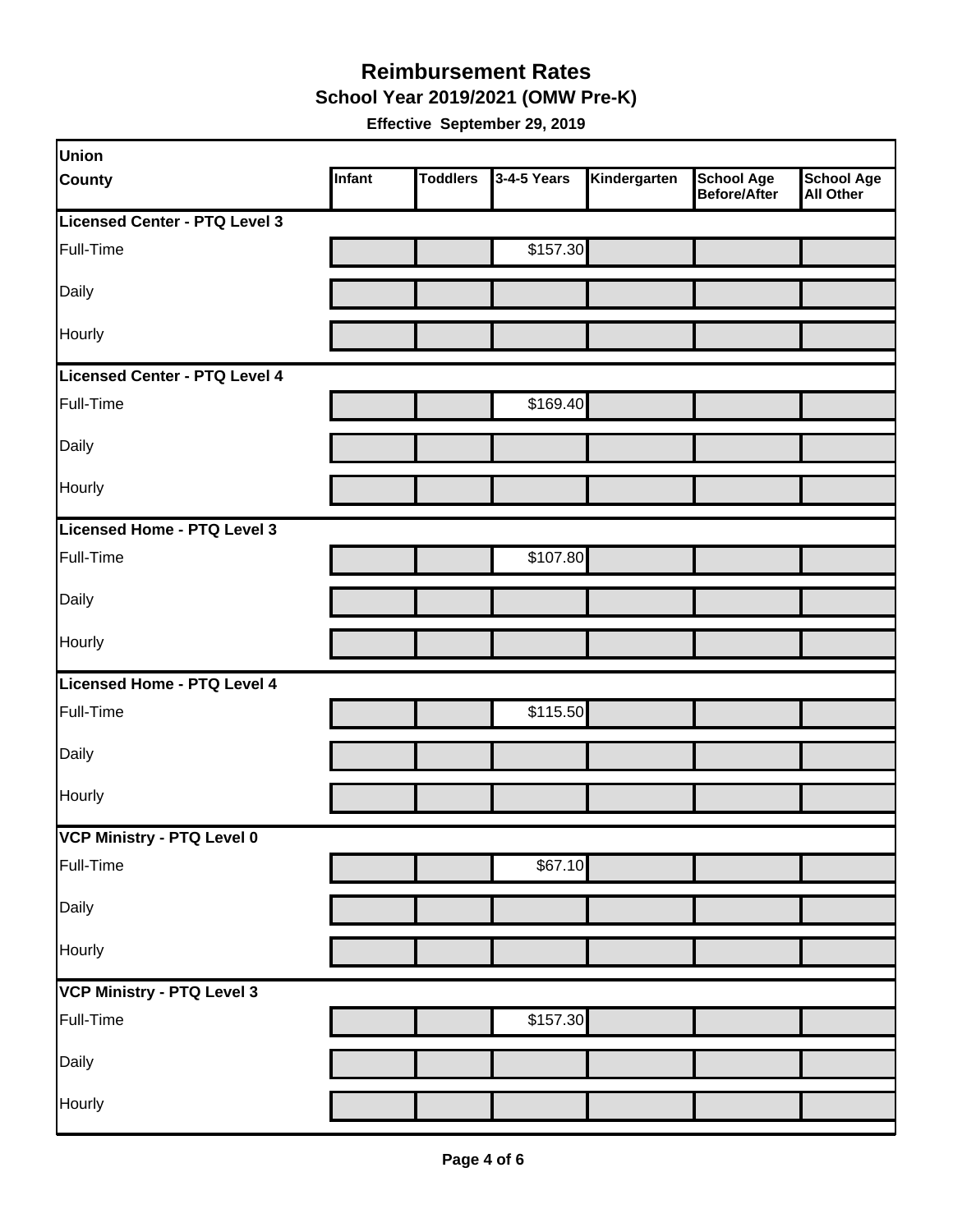# Reimbursement Rates

## School Year 2019/2021 (OMW Pre-K)

**Effective September 29, 2019**

| Union<br>County | Infant | Toddlers | 3-4-5 Years | Kindergarten | School Age Before/After | School Age All Other |
|---|---|---|---|---|---|---|
| **Licensed Center - PTQ Level 3** | | | | | | |
| Full-Time | | | $157.30 | | | |
| Daily | | | | | | |
| Hourly | | | | | | |
| **Licensed Center - PTQ Level 4** | | | | | | |
| Full-Time | | | $169.40 | | | |
| Daily | | | | | | |
| Hourly | | | | | | |
| **Licensed Home - PTQ Level 3** | | | | | | |
| Full-Time | | | $107.80 | | | |
| Daily | | | | | | |
| Hourly | | | | | | |
| **Licensed Home - PTQ Level 4** | | | | | | |
| Full-Time | | | $115.50 | | | |
| Daily | | | | | | |
| Hourly | | | | | | |
| **VCP Ministry - PTQ Level 0** | | | | | | |
| Full-Time | | | $67.10 | | | |
| Daily | | | | | | |
| Hourly | | | | | | |
| **VCP Ministry - PTQ Level 3** | | | | | | |
| Full-Time | | | $157.30 | | | |
| Daily | | | | | | |
| Hourly | | | | | | |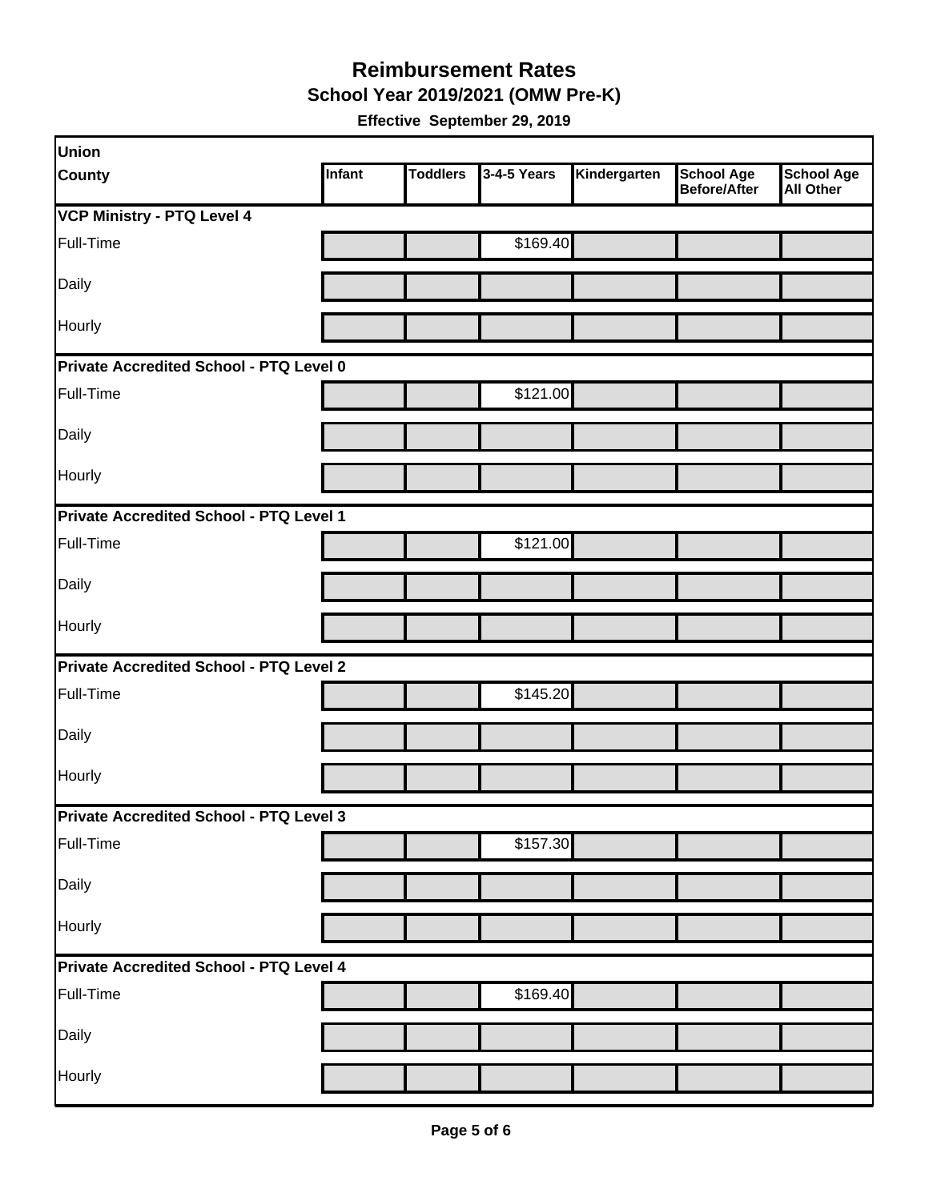# Reimbursement Rates

## School Year 2019/2021 (OMW Pre-K)

**Effective September 29, 2019**

| Union<br>County | Infant | Toddlers | 3-4-5 Years | Kindergarten | School Age Before/After | School Age All Other |
|---|---|---|---|---|---|---|
| **VCP Ministry - PTQ Level 4** | | | | | | |
| Full-Time | | | $169.40 | | | |
| Daily | | | | | | |
| Hourly | | | | | | |
| **Private Accredited School - PTQ Level 0** | | | | | | |
| Full-Time | | | $121.00 | | | |
| Daily | | | | | | |
| Hourly | | | | | | |
| **Private Accredited School - PTQ Level 1** | | | | | | |
| Full-Time | | | $121.00 | | | |
| Daily | | | | | | |
| Hourly | | | | | | |
| **Private Accredited School - PTQ Level 2** | | | | | | |
| Full-Time | | | $145.20 | | | |
| Daily | | | | | | |
| Hourly | | | | | | |
| **Private Accredited School - PTQ Level 3** | | | | | | |
| Full-Time | | | $157.30 | | | |
| Daily | | | | | | |
| Hourly | | | | | | |
| **Private Accredited School - PTQ Level 4** | | | | | | |
| Full-Time | | | $169.40 | | | |
| Daily | | | | | | |
| Hourly | | | | | | |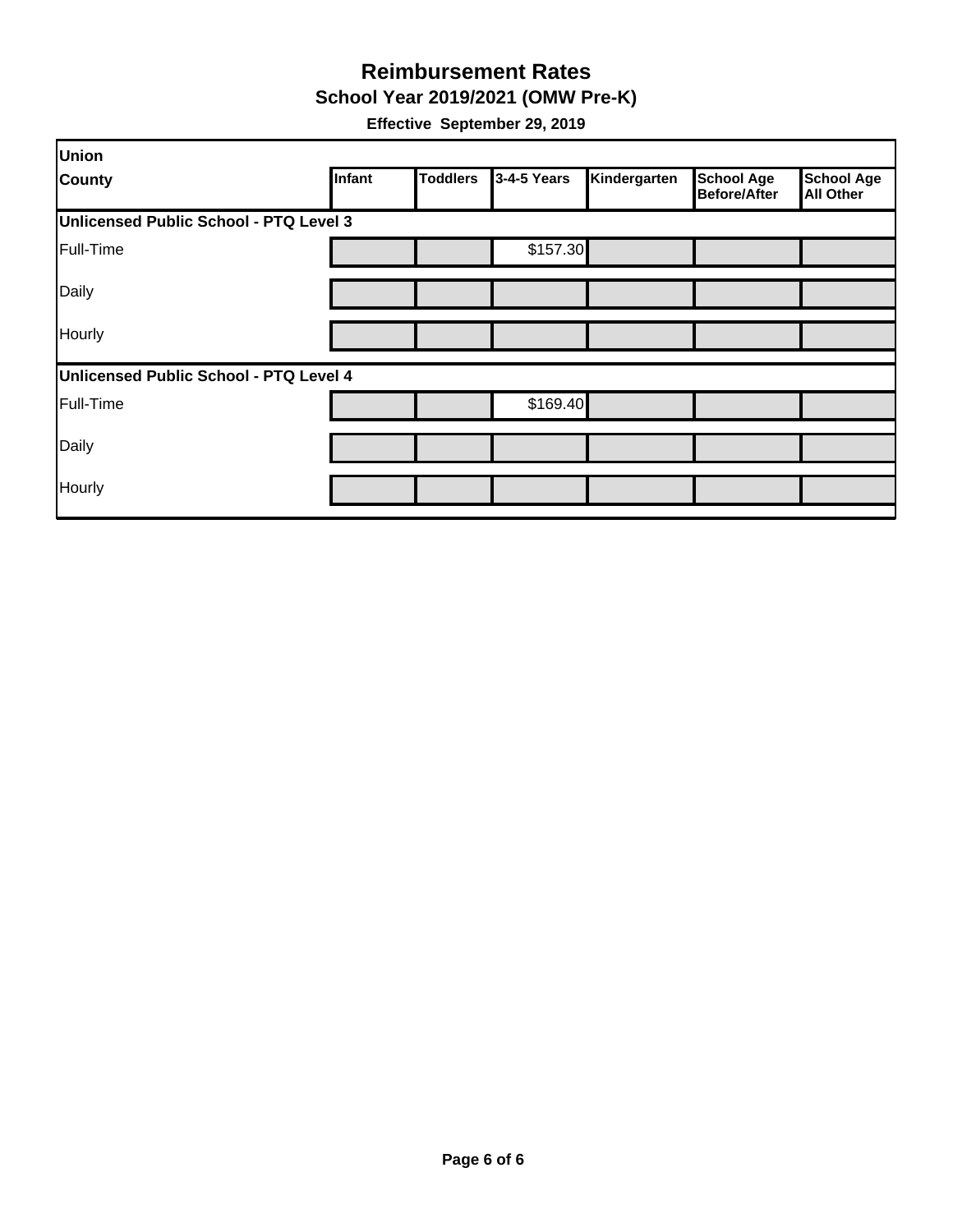# Reimbursement Rates

## School Year 2019/2021 (OMW Pre-K)

**Effective September 29, 2019**

| **Union**<br>**County** | **Infant** | **Toddlers** | **3-4-5 Years** | **Kindergarten** | **School Age Before/After** | **School Age All Other** |
|---|---|---|---|---|---|---|
| **Unlicensed Public School - PTQ Level 3** | | | | | | |
| Full-Time | | | $157.30 | | | |
| Daily | | | | | | |
| Hourly | | | | | | |
| **Unlicensed Public School - PTQ Level 4** | | | | | | |
| Full-Time | | | $169.40 | | | |
| Daily | | | | | | |
| Hourly | | | | | | |